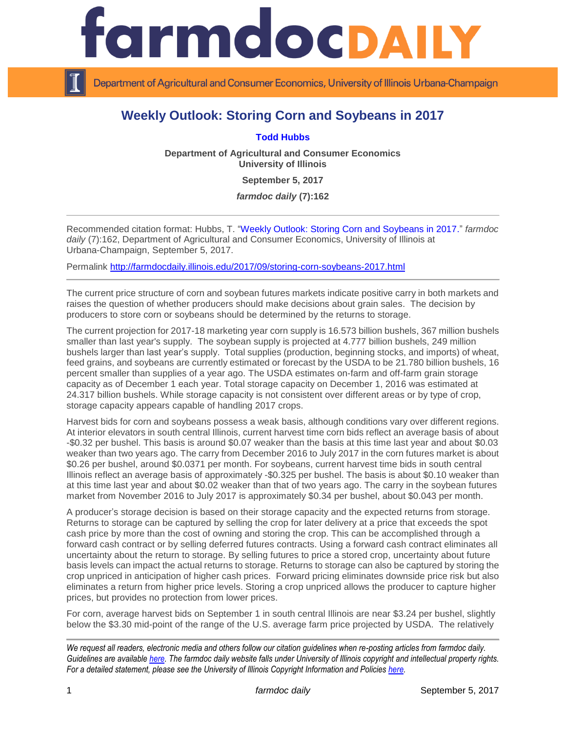# Weekly Outlook: Storing Corn and Soybeans in 2017

**Todd Hubbs**

**Department of Agricultural and Consumer Economics**
**University of Illinois**

**September 5, 2017**

***farmdoc daily* (7):162**

---

Recommended citation format: Hubbs, T. "Weekly Outlook: Storing Corn and Soybeans in 2017." *farmdoc daily* (7):162, Department of Agricultural and Consumer Economics, University of Illinois at Urbana-Champaign, September 5, 2017.

Permalink http://farmdocdaily.illinois.edu/2017/09/storing-corn-soybeans-2017.html

---

The current price structure of corn and soybean futures markets indicate positive carry in both markets and raises the question of whether producers should make decisions about grain sales. The decision by producers to store corn or soybeans should be determined by the returns to storage.

The current projection for 2017-18 marketing year corn supply is 16.573 billion bushels, 367 million bushels smaller than last year's supply. The soybean supply is projected at 4.777 billion bushels, 249 million bushels larger than last year's supply. Total supplies (production, beginning stocks, and imports) of wheat, feed grains, and soybeans are currently estimated or forecast by the USDA to be 21.780 billion bushels, 16 percent smaller than supplies of a year ago. The USDA estimates on-farm and off-farm grain storage capacity as of December 1 each year. Total storage capacity on December 1, 2016 was estimated at 24.317 billion bushels. While storage capacity is not consistent over different areas or by type of crop, storage capacity appears capable of handling 2017 crops.

Harvest bids for corn and soybeans possess a weak basis, although conditions vary over different regions. At interior elevators in south central Illinois, current harvest time corn bids reflect an average basis of about -$0.32 per bushel. This basis is around $0.07 weaker than the basis at this time last year and about $0.03 weaker than two years ago. The carry from December 2016 to July 2017 in the corn futures market is about $0.26 per bushel, around $0.0371 per month. For soybeans, current harvest time bids in south central Illinois reflect an average basis of approximately -$0.325 per bushel. The basis is about $0.10 weaker than at this time last year and about $0.02 weaker than that of two years ago. The carry in the soybean futures market from November 2016 to July 2017 is approximately $0.34 per bushel, about $0.043 per month.

A producer's storage decision is based on their storage capacity and the expected returns from storage. Returns to storage can be captured by selling the crop for later delivery at a price that exceeds the spot cash price by more than the cost of owning and storing the crop. This can be accomplished through a forward cash contract or by selling deferred futures contracts. Using a forward cash contract eliminates all uncertainty about the return to storage. By selling futures to price a stored crop, uncertainty about future basis levels can impact the actual returns to storage. Returns to storage can also be captured by storing the crop unpriced in anticipation of higher cash prices. Forward pricing eliminates downside price risk but also eliminates a return from higher price levels. Storing a crop unpriced allows the producer to capture higher prices, but provides no protection from lower prices.

For corn, average harvest bids on September 1 in south central Illinois are near $3.24 per bushel, slightly below the $3.30 mid-point of the range of the U.S. average farm price projected by USDA. The relatively

*We request all readers, electronic media and others follow our citation guidelines when re-posting articles from farmdoc daily. Guidelines are available here. The farmdoc daily website falls under University of Illinois copyright and intellectual property rights. For a detailed statement, please see the University of Illinois Copyright Information and Policies here.*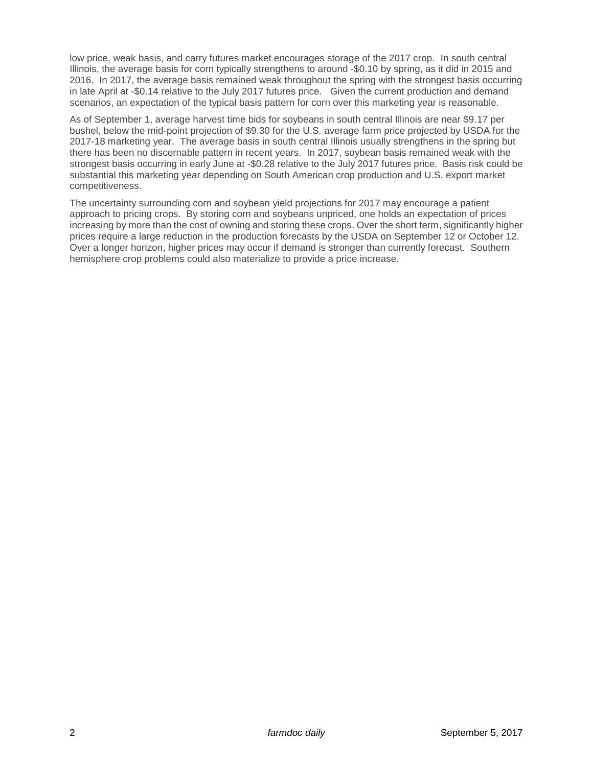low price, weak basis, and carry futures market encourages storage of the 2017 crop.  In south central Illinois, the average basis for corn typically strengthens to around -$0.10 by spring, as it did in 2015 and 2016.  In 2017, the average basis remained weak throughout the spring with the strongest basis occurring in late April at -$0.14 relative to the July 2017 futures price.   Given the current production and demand scenarios, an expectation of the typical basis pattern for corn over this marketing year is reasonable.

As of September 1, average harvest time bids for soybeans in south central Illinois are near $9.17 per bushel, below the mid-point projection of $9.30 for the U.S. average farm price projected by USDA for the 2017-18 marketing year.  The average basis in south central Illinois usually strengthens in the spring but there has been no discernable pattern in recent years.  In 2017, soybean basis remained weak with the strongest basis occurring in early June at -$0.28 relative to the July 2017 futures price.  Basis risk could be substantial this marketing year depending on South American crop production and U.S. export market competitiveness.

The uncertainty surrounding corn and soybean yield projections for 2017 may encourage a patient approach to pricing crops.  By storing corn and soybeans unpriced, one holds an expectation of prices increasing by more than the cost of owning and storing these crops. Over the short term, significantly higher prices require a large reduction in the production forecasts by the USDA on September 12 or October 12.  Over a longer horizon, higher prices may occur if demand is stronger than currently forecast.  Southern hemisphere crop problems could also materialize to provide a price increase.